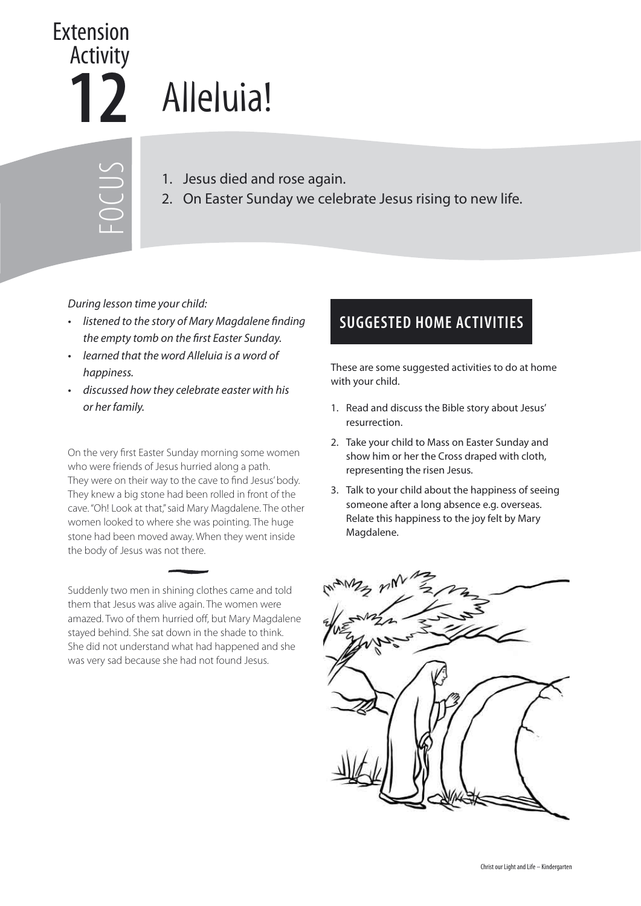Extension Activity

# 12 Alleluia!

## FOCUS

1. Jesus died and rose again.
2. On Easter Sunday we celebrate Jesus rising to new life.

*During lesson time your child:*

- *listened to the story of Mary Magdalene finding the empty tomb on the first Easter Sunday.*
- *learned that the word Alleluia is a word of happiness.*
- *discussed how they celebrate easter with his or her family.*

On the very first Easter Sunday morning some women who were friends of Jesus hurried along a path. They were on their way to the cave to find Jesus' body. They knew a big stone had been rolled in front of the cave. "Oh! Look at that," said Mary Magdalene. The other women looked to where she was pointing. The huge stone had been moved away. When they went inside the body of Jesus was not there.

Suddenly two men in shining clothes came and told them that Jesus was alive again. The women were amazed. Two of them hurried off, but Mary Magdalene stayed behind. She sat down in the shade to think. She did not understand what had happened and she was very sad because she had not found Jesus.

## SUGGESTED HOME ACTIVITIES

These are some suggested activities to do at home with your child.

1. Read and discuss the Bible story about Jesus' resurrection.
2. Take your child to Mass on Easter Sunday and show him or her the Cross draped with cloth, representing the risen Jesus.
3. Talk to your child about the happiness of seeing someone after a long absence e.g. overseas. Relate this happiness to the joy felt by Mary Magdalene.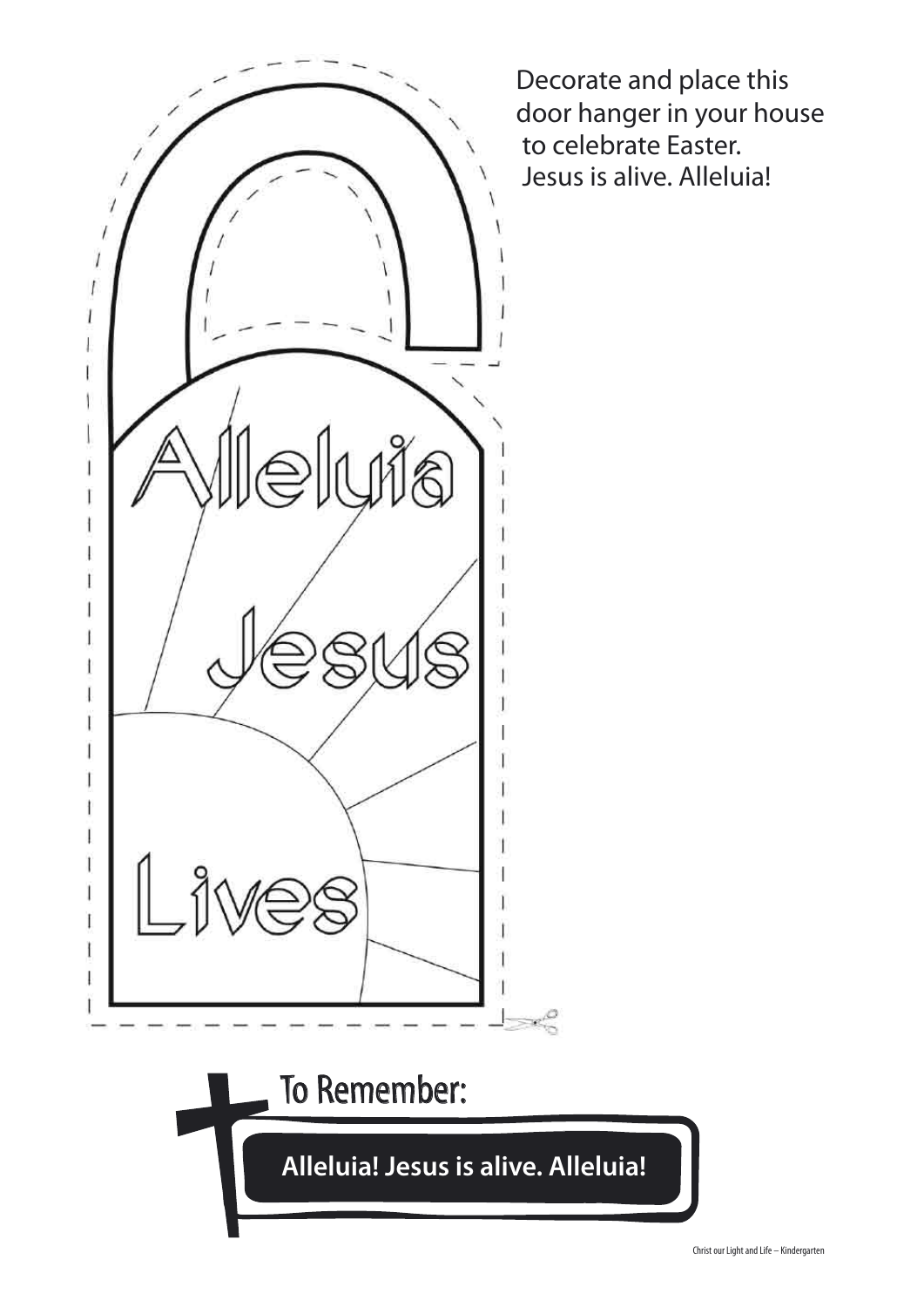Decorate and place this door hanger in your house to celebrate Easter. Jesus is alive. Alleluia!

Alleluia

Jesus

Lives

## To Remember:

**Alleluia! Jesus is alive. Alleluia!**